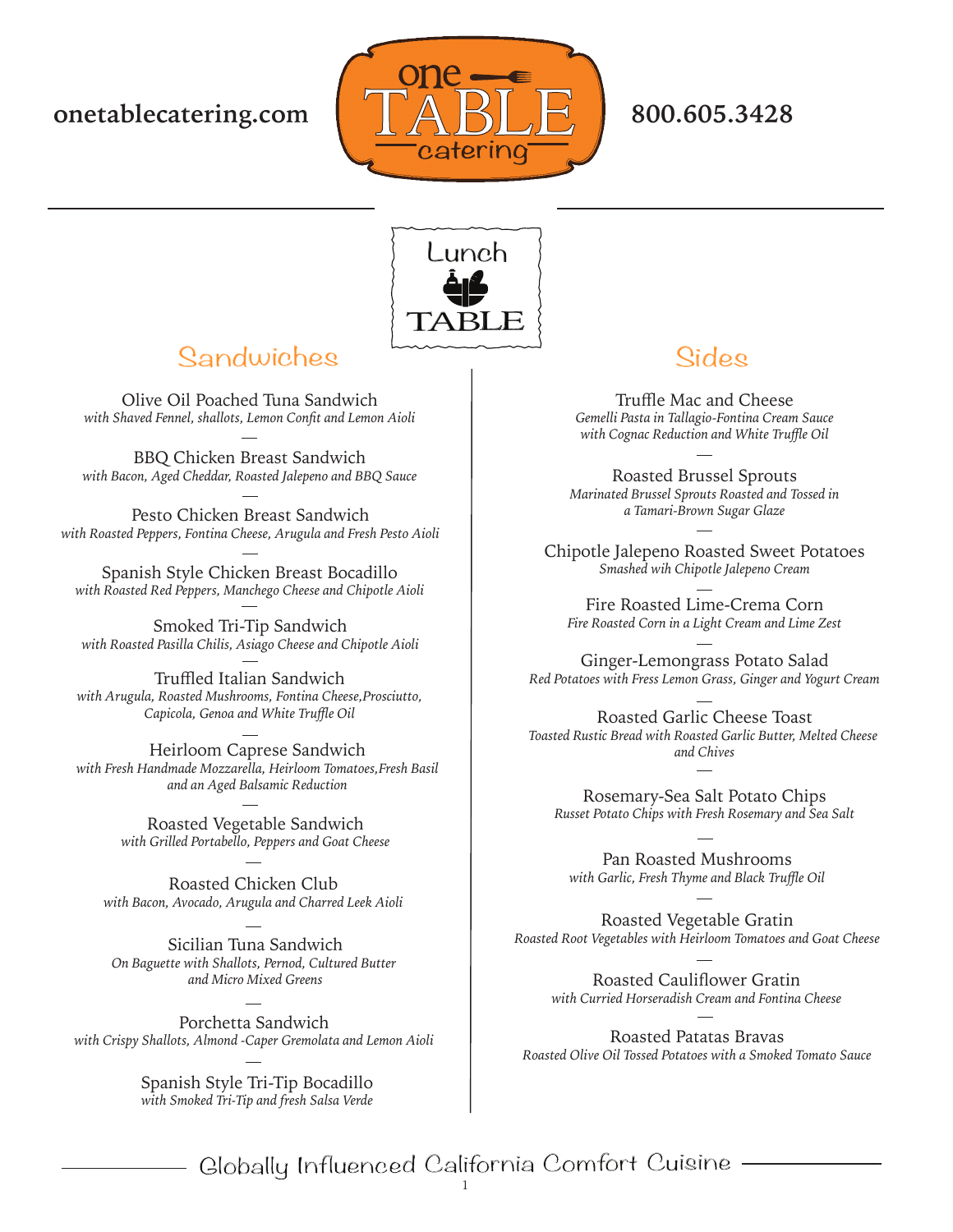onetablecatering.com

# one TABLE catering

800.605.3428

## Lunch TABLE

### Sandwiches

Olive Oil Poached Tuna Sandwich
*with Shaved Fennel, shallots, Lemon Confit and Lemon Aioli*

—

BBQ Chicken Breast Sandwich
*with Bacon, Aged Cheddar, Roasted Jalepeno and BBQ Sauce*

—

Pesto Chicken Breast Sandwich
*with Roasted Peppers, Fontina Cheese, Arugula and Fresh Pesto Aioli*

—

Spanish Style Chicken Breast Bocadillo
*with Roasted Red Peppers, Manchego Cheese and Chipotle Aioli*

—

Smoked Tri-Tip Sandwich
*with Roasted Pasilla Chilis, Asiago Cheese and Chipotle Aioli*

—

Truffled Italian Sandwich
*with Arugula, Roasted Mushrooms, Fontina Cheese,Prosciutto, Capicola, Genoa and White Truffle Oil*

—

Heirloom Caprese Sandwich
*with Fresh Handmade Mozzarella, Heirloom Tomatoes,Fresh Basil and an Aged Balsamic Reduction*

—

Roasted Vegetable Sandwich
*with Grilled Portabello, Peppers and Goat Cheese*

—

Roasted Chicken Club
*with Bacon, Avocado, Arugula and Charred Leek Aioli*

—

Sicilian Tuna Sandwich
*On Baguette with Shallots, Pernod, Cultured Butter and Micro Mixed Greens*

—

Porchetta Sandwich
*with Crispy Shallots, Almond -Caper Gremolata and Lemon Aioli*

—

Spanish Style Tri-Tip Bocadillo
*with Smoked Tri-Tip and fresh Salsa Verde*

### Sides

Truffle Mac and Cheese
*Gemelli Pasta in Tallagio-Fontina Cream Sauce with Cognac Reduction and White Truffle Oil*

—

Roasted Brussel Sprouts
*Marinated Brussel Sprouts Roasted and Tossed in a Tamari-Brown Sugar Glaze*

—

Chipotle Jalepeno Roasted Sweet Potatoes
*Smashed wih Chipotle Jalepeno Cream*

—

Fire Roasted Lime-Crema Corn
*Fire Roasted Corn in a Light Cream and Lime Zest*

—

Ginger-Lemongrass Potato Salad
*Red Potatoes with Fress Lemon Grass, Ginger and Yogurt Cream*

—

Roasted Garlic Cheese Toast
*Toasted Rustic Bread with Roasted Garlic Butter, Melted Cheese and Chives*

—

Rosemary-Sea Salt Potato Chips
*Russet Potato Chips with Fresh Rosemary and Sea Salt*

—

Pan Roasted Mushrooms
*with Garlic, Fresh Thyme and Black Truffle Oil*

—

Roasted Vegetable Gratin
*Roasted Root Vegetables with Heirloom Tomatoes and Goat Cheese*

—

Roasted Cauliflower Gratin
*with Curried Horseradish Cream and Fontina Cheese*

—

Roasted Patatas Bravas
*Roasted Olive Oil Tossed Potatoes with a Smoked Tomato Sauce*

Globally Influenced California Comfort Cuisine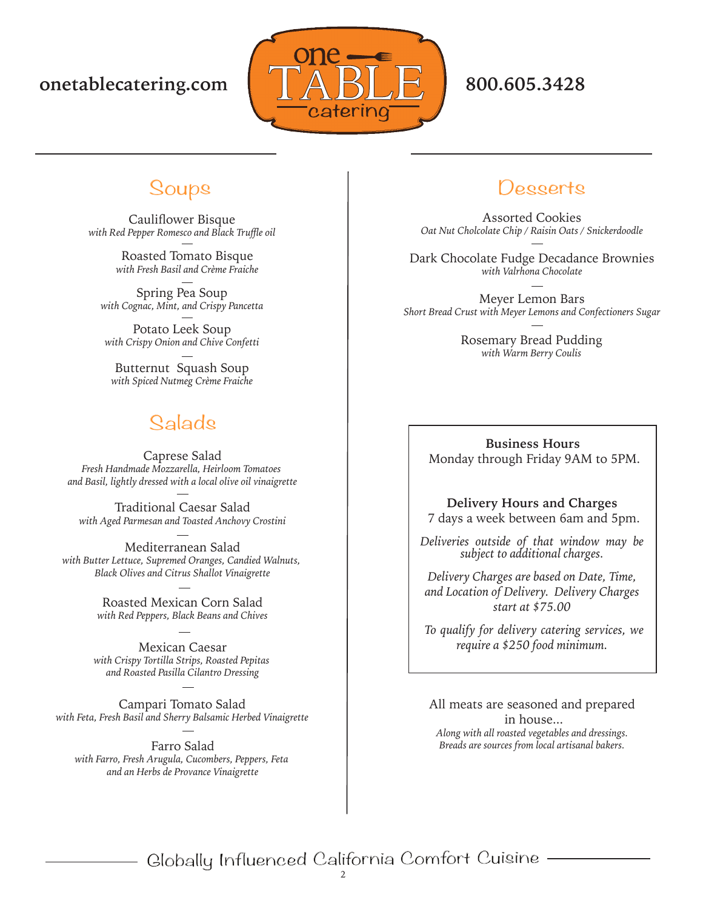onetablecatering.com

one TABLE catering

800.605.3428

## Soups

Cauliflower Bisque
*with Red Pepper Romesco and Black Truffle oil*

Roasted Tomato Bisque
*with Fresh Basil and Crème Fraiche*

Spring Pea Soup
*with Cognac, Mint, and Crispy Pancetta*

Potato Leek Soup
*with Crispy Onion and Chive Confetti*

Butternut Squash Soup
*with Spiced Nutmeg Crème Fraiche*

## Salads

Caprese Salad
*Fresh Handmade Mozzarella, Heirloom Tomatoes and Basil, lightly dressed with a local olive oil vinaigrette*

Traditional Caesar Salad
*with Aged Parmesan and Toasted Anchovy Crostini*

Mediterranean Salad
*with Butter Lettuce, Supremed Oranges, Candied Walnuts, Black Olives and Citrus Shallot Vinaigrette*

Roasted Mexican Corn Salad
*with Red Peppers, Black Beans and Chives*

Mexican Caesar
*with Crispy Tortilla Strips, Roasted Pepitas and Roasted Pasilla Cilantro Dressing*

Campari Tomato Salad
*with Feta, Fresh Basil and Sherry Balsamic Herbed Vinaigrette*

Farro Salad
*with Farro, Fresh Arugula, Cucombers, Peppers, Feta and an Herbs de Provance Vinaigrette*

## Desserts

Assorted Cookies
*Oat Nut Cholcolate Chip / Raisin Oats / Snickerdoodle*

Dark Chocolate Fudge Decadance Brownies
*with Valrhona Chocolate*

Meyer Lemon Bars
*Short Bread Crust with Meyer Lemons and Confectioners Sugar*

Rosemary Bread Pudding
*with Warm Berry Coulis*

**Business Hours**
Monday through Friday 9AM to 5PM.

**Delivery Hours and Charges**
7 days a week between 6am and 5pm.

*Deliveries outside of that window may be subject to additional charges.*

*Delivery Charges are based on Date, Time, and Location of Delivery. Delivery Charges start at $75.00*

*To qualify for delivery catering services, we require a $250 food minimum.*

All meats are seasoned and prepared in house...
*Along with all roasted vegetables and dressings. Breads are sources from local artisanal bakers.*

Globally Influenced California Comfort Cuisine